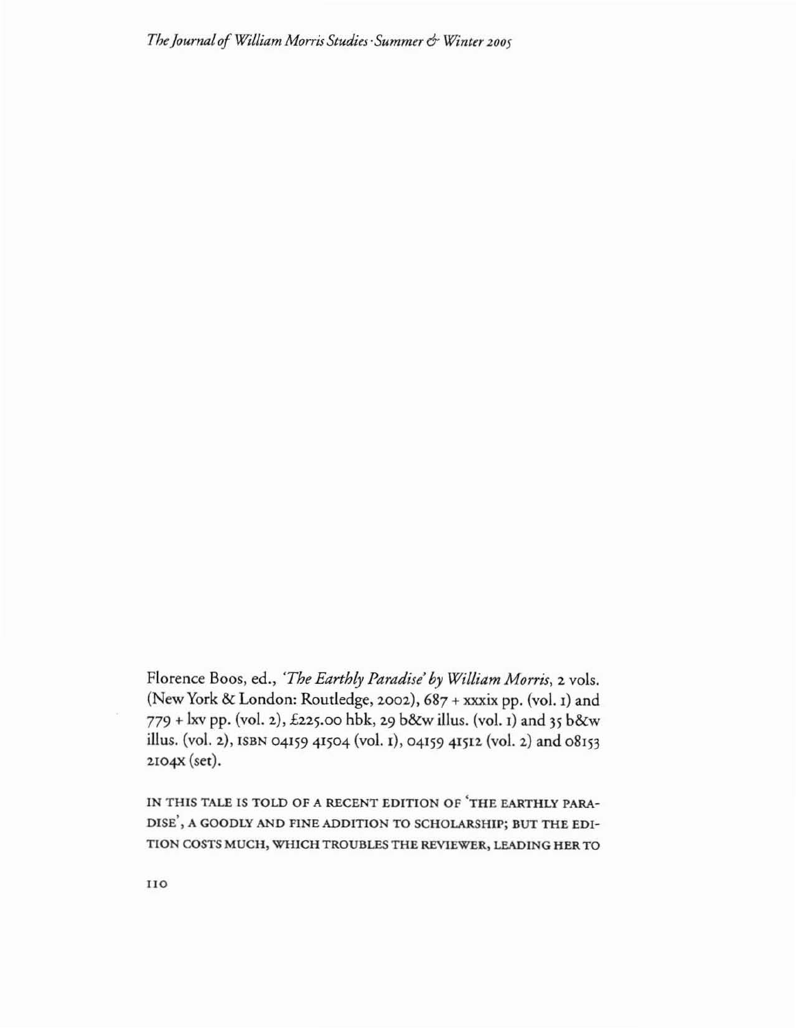Florence Boos, ed., *'The Earthly Paradise' by William Morris*, 2 vols. (New York & London: Routledge, 2002), 687 + xxxix pp. (vol. 1) and 779 + lxv pp. (vol. 2), £225.00 hbk, 29 b&w illus. (vol. 1) and 35 b&w illus. (vol. 2), ISBN 04159 41504 (vol. 1), 04159 41512 (vol. 2) and 08153 2104X (set).

IN THIS TALE IS TOLD OF A RECENT EDITION OF 'THE EARTHLY PARADISE', A GOODLY AND FINE ADDITION TO SCHOLARSHIP; BUT THE EDITION COSTS MUCH, WHICH TROUBLES THE REVIEWER, LEADING HER TO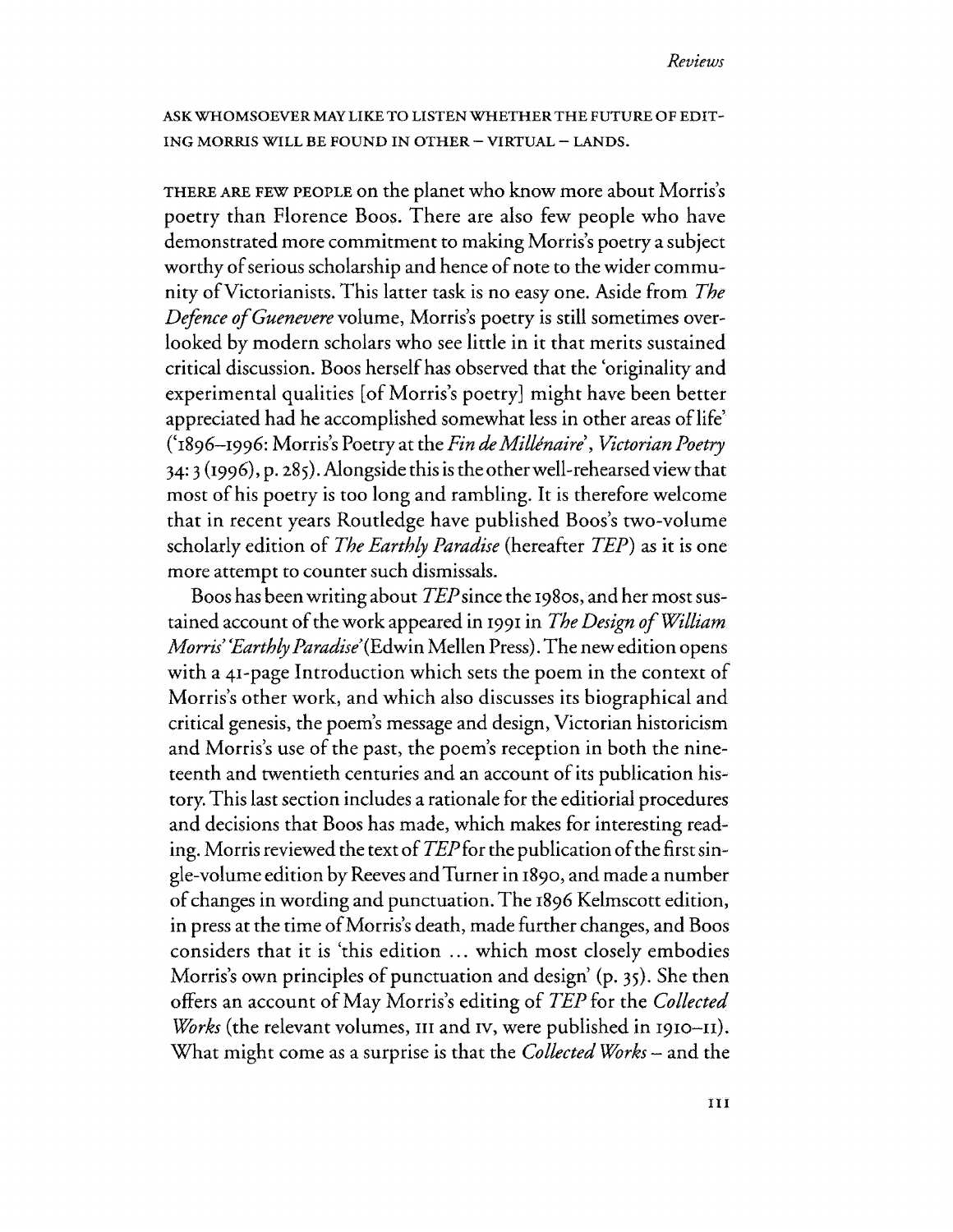ASK WHOMSOEVER MAY LIKE TO LISTEN WHETHER THE FUTURE OF EDITING MORRIS WILL BE FOUND IN OTHER – VIRTUAL – LANDS.

THERE ARE FEW PEOPLE on the planet who know more about Morris's poetry than Florence Boos. There are also few people who have demonstrated more commitment to making Morris's poetry a subject worthy of serious scholarship and hence of note to the wider community of Victorianists. This latter task is no easy one. Aside from *The Defence of Guenevere* volume, Morris's poetry is still sometimes overlooked by modern scholars who see little in it that merits sustained critical discussion. Boos herself has observed that the 'originality and experimental qualities [of Morris's poetry] might have been better appreciated had he accomplished somewhat less in other areas of life' ('1896–1996: Morris's Poetry at the *Fin de Millénaire*', *Victorian Poetry* 34: 3 (1996), p. 285). Alongside this is the other well-rehearsed view that most of his poetry is too long and rambling. It is therefore welcome that in recent years Routledge have published Boos's two-volume scholarly edition of *The Earthly Paradise* (hereafter *TEP*) as it is one more attempt to counter such dismissals.

Boos has been writing about *TEP* since the 1980s, and her most sustained account of the work appeared in 1991 in *The Design of William Morris' 'Earthly Paradise'* (Edwin Mellen Press). The new edition opens with a 41-page Introduction which sets the poem in the context of Morris's other work, and which also discusses its biographical and critical genesis, the poem's message and design, Victorian historicism and Morris's use of the past, the poem's reception in both the nineteenth and twentieth centuries and an account of its publication history. This last section includes a rationale for the editiorial procedures and decisions that Boos has made, which makes for interesting reading. Morris reviewed the text of *TEP* for the publication of the first single-volume edition by Reeves and Turner in 1890, and made a number of changes in wording and punctuation. The 1896 Kelmscott edition, in press at the time of Morris's death, made further changes, and Boos considers that it is 'this edition ... which most closely embodies Morris's own principles of punctuation and design' (p. 35). She then offers an account of May Morris's editing of *TEP* for the *Collected Works* (the relevant volumes, III and IV, were published in 1910–11). What might come as a surprise is that the *Collected Works* – and the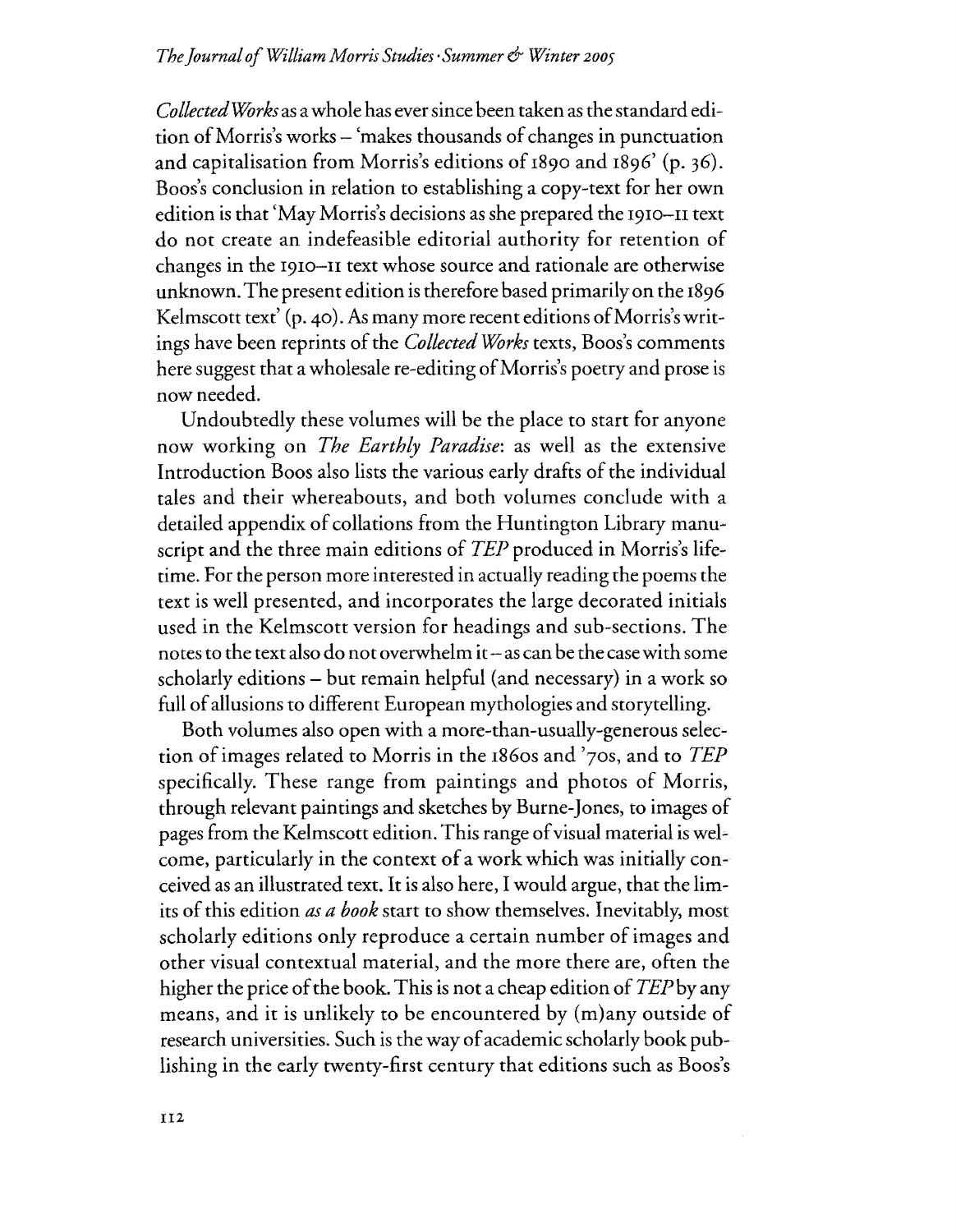*Collected Works* as a whole has ever since been taken as the standard edition of Morris's works – 'makes thousands of changes in punctuation and capitalisation from Morris's editions of 1890 and 1896' (p. 36). Boos's conclusion in relation to establishing a copy-text for her own edition is that 'May Morris's decisions as she prepared the 1910–11 text do not create an indefeasible editorial authority for retention of changes in the 1910–11 text whose source and rationale are otherwise unknown. The present edition is therefore based primarily on the 1896 Kelmscott text' (p. 40). As many more recent editions of Morris's writings have been reprints of the *Collected Works* texts, Boos's comments here suggest that a wholesale re-editing of Morris's poetry and prose is now needed.

Undoubtedly these volumes will be the place to start for anyone now working on *The Earthly Paradise*: as well as the extensive Introduction Boos also lists the various early drafts of the individual tales and their whereabouts, and both volumes conclude with a detailed appendix of collations from the Huntington Library manuscript and the three main editions of *TEP* produced in Morris's lifetime. For the person more interested in actually reading the poems the text is well presented, and incorporates the large decorated initials used in the Kelmscott version for headings and sub-sections. The notes to the text also do not overwhelm it – as can be the case with some scholarly editions – but remain helpful (and necessary) in a work so full of allusions to different European mythologies and storytelling.

Both volumes also open with a more-than-usually-generous selection of images related to Morris in the 1860s and '70s, and to *TEP* specifically. These range from paintings and photos of Morris, through relevant paintings and sketches by Burne-Jones, to images of pages from the Kelmscott edition. This range of visual material is welcome, particularly in the context of a work which was initially conceived as an illustrated text. It is also here, I would argue, that the limits of this edition *as a book* start to show themselves. Inevitably, most scholarly editions only reproduce a certain number of images and other visual contextual material, and the more there are, often the higher the price of the book. This is not a cheap edition of *TEP* by any means, and it is unlikely to be encountered by (m)any outside of research universities. Such is the way of academic scholarly book publishing in the early twenty-first century that editions such as Boos's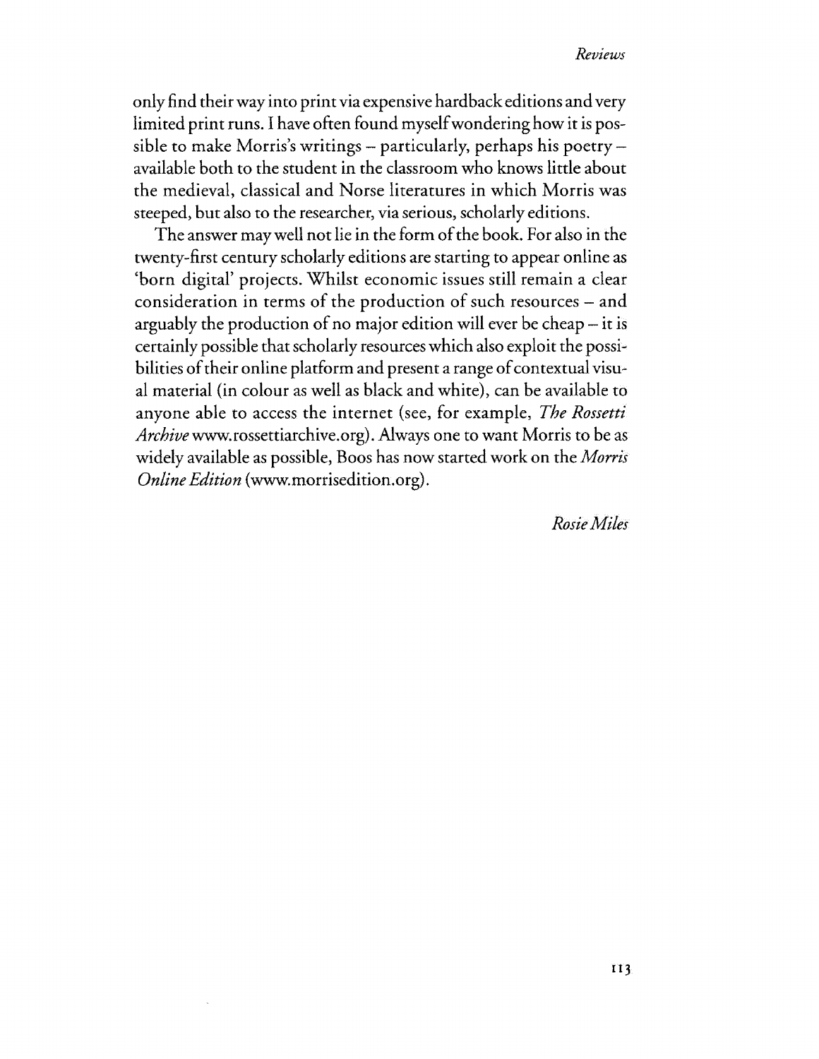only find their way into print via expensive hardback editions and very limited print runs. I have often found myself wondering how it is possible to make Morris's writings – particularly, perhaps his poetry – available both to the student in the classroom who knows little about the medieval, classical and Norse literatures in which Morris was steeped, but also to the researcher, via serious, scholarly editions.

The answer may well not lie in the form of the book. For also in the twenty-first century scholarly editions are starting to appear online as 'born digital' projects. Whilst economic issues still remain a clear consideration in terms of the production of such resources – and arguably the production of no major edition will ever be cheap – it is certainly possible that scholarly resources which also exploit the possibilities of their online platform and present a range of contextual visual material (in colour as well as black and white), can be available to anyone able to access the internet (see, for example, *The Rossetti Archive* www.rossettiarchive.org). Always one to want Morris to be as widely available as possible, Boos has now started work on the *Morris Online Edition* (www.morrisedition.org).

*Rosie Miles*